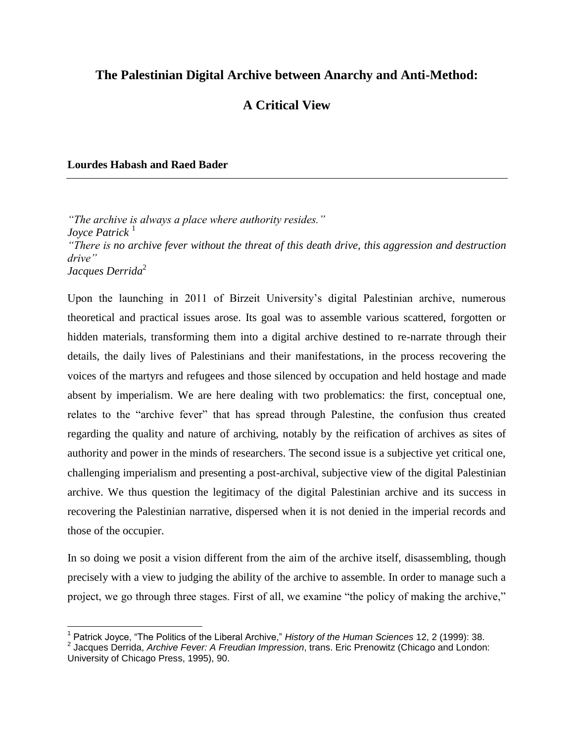# The Palestinian Digital Archive between Anarchy and Anti-Method:

# A Critical View

**Lourdes Habash and Raed Bader**

---

*"The archive is always a place where authority resides."*
*Joyce Patrick* [1]
*"There is no archive fever without the threat of this death drive, this aggression and destruction drive"*
*Jacques Derrida*[2]

Upon the launching in 2011 of Birzeit University's digital Palestinian archive, numerous theoretical and practical issues arose. Its goal was to assemble various scattered, forgotten or hidden materials, transforming them into a digital archive destined to re-narrate through their details, the daily lives of Palestinians and their manifestations, in the process recovering the voices of the martyrs and refugees and those silenced by occupation and held hostage and made absent by imperialism. We are here dealing with two problematics: the first, conceptual one, relates to the "archive fever" that has spread through Palestine, the confusion thus created regarding the quality and nature of archiving, notably by the reification of archives as sites of authority and power in the minds of researchers. The second issue is a subjective yet critical one, challenging imperialism and presenting a post-archival, subjective view of the digital Palestinian archive. We thus question the legitimacy of the digital Palestinian archive and its success in recovering the Palestinian narrative, dispersed when it is not denied in the imperial records and those of the occupier.

In so doing we posit a vision different from the aim of the archive itself, disassembling, though precisely with a view to judging the ability of the archive to assemble. In order to manage such a project, we go through three stages. First of all, we examine "the policy of making the archive,"

---

[1] Patrick Joyce, "The Politics of the Liberal Archive," *History of the Human Sciences* 12, 2 (1999): 38.
[2] Jacques Derrida, *Archive Fever: A Freudian Impression*, trans. Eric Prenowitz (Chicago and London: University of Chicago Press, 1995), 90.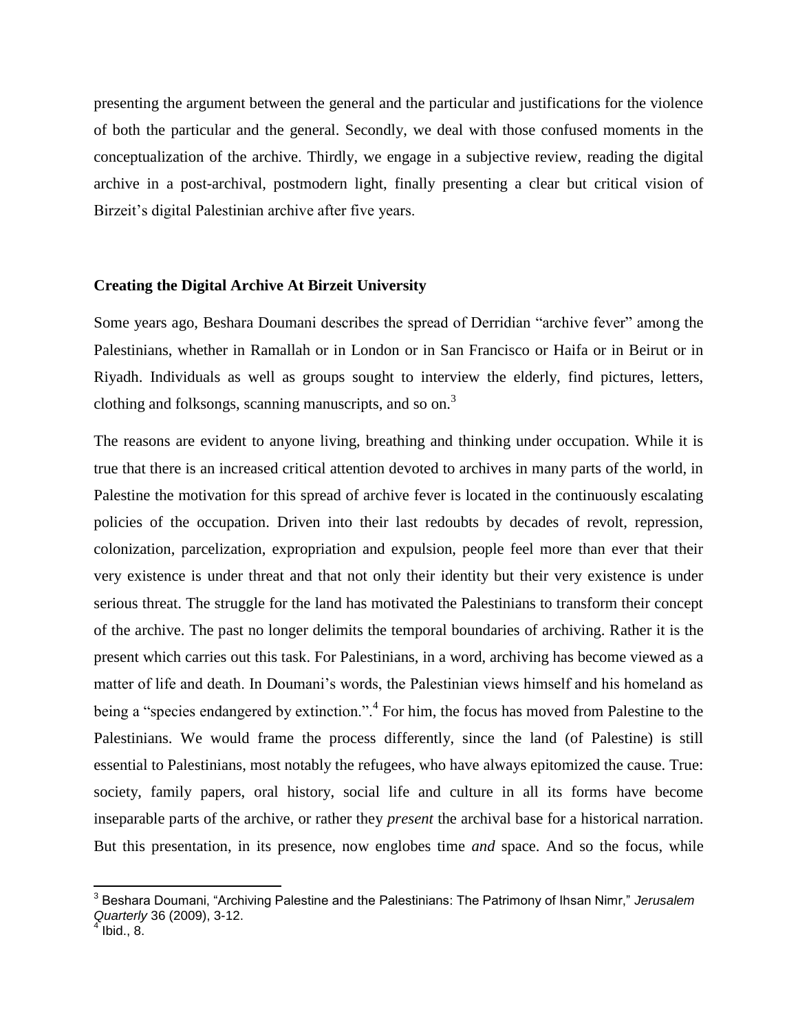presenting the argument between the general and the particular and justifications for the violence of both the particular and the general. Secondly, we deal with those confused moments in the conceptualization of the archive. Thirdly, we engage in a subjective review, reading the digital archive in a post-archival, postmodern light, finally presenting a clear but critical vision of Birzeit's digital Palestinian archive after five years.

## Creating the Digital Archive At Birzeit University

Some years ago, Beshara Doumani describes the spread of Derridian "archive fever" among the Palestinians, whether in Ramallah or in London or in San Francisco or Haifa or in Beirut or in Riyadh. Individuals as well as groups sought to interview the elderly, find pictures, letters, clothing and folksongs, scanning manuscripts, and so on.[3]

The reasons are evident to anyone living, breathing and thinking under occupation. While it is true that there is an increased critical attention devoted to archives in many parts of the world, in Palestine the motivation for this spread of archive fever is located in the continuously escalating policies of the occupation. Driven into their last redoubts by decades of revolt, repression, colonization, parcelization, expropriation and expulsion, people feel more than ever that their very existence is under threat and that not only their identity but their very existence is under serious threat. The struggle for the land has motivated the Palestinians to transform their concept of the archive. The past no longer delimits the temporal boundaries of archiving. Rather it is the present which carries out this task. For Palestinians, in a word, archiving has become viewed as a matter of life and death. In Doumani's words, the Palestinian views himself and his homeland as being a "species endangered by extinction.".[4] For him, the focus has moved from Palestine to the Palestinians. We would frame the process differently, since the land (of Palestine) is still essential to Palestinians, most notably the refugees, who have always epitomized the cause. True: society, family papers, oral history, social life and culture in all its forms have become inseparable parts of the archive, or rather they *present* the archival base for a historical narration. But this presentation, in its presence, now englobes time *and* space. And so the focus, while

---

[3] Beshara Doumani, "Archiving Palestine and the Palestinians: The Patrimony of Ihsan Nimr," *Jerusalem Quarterly* 36 (2009), 3-12.

[4] Ibid., 8.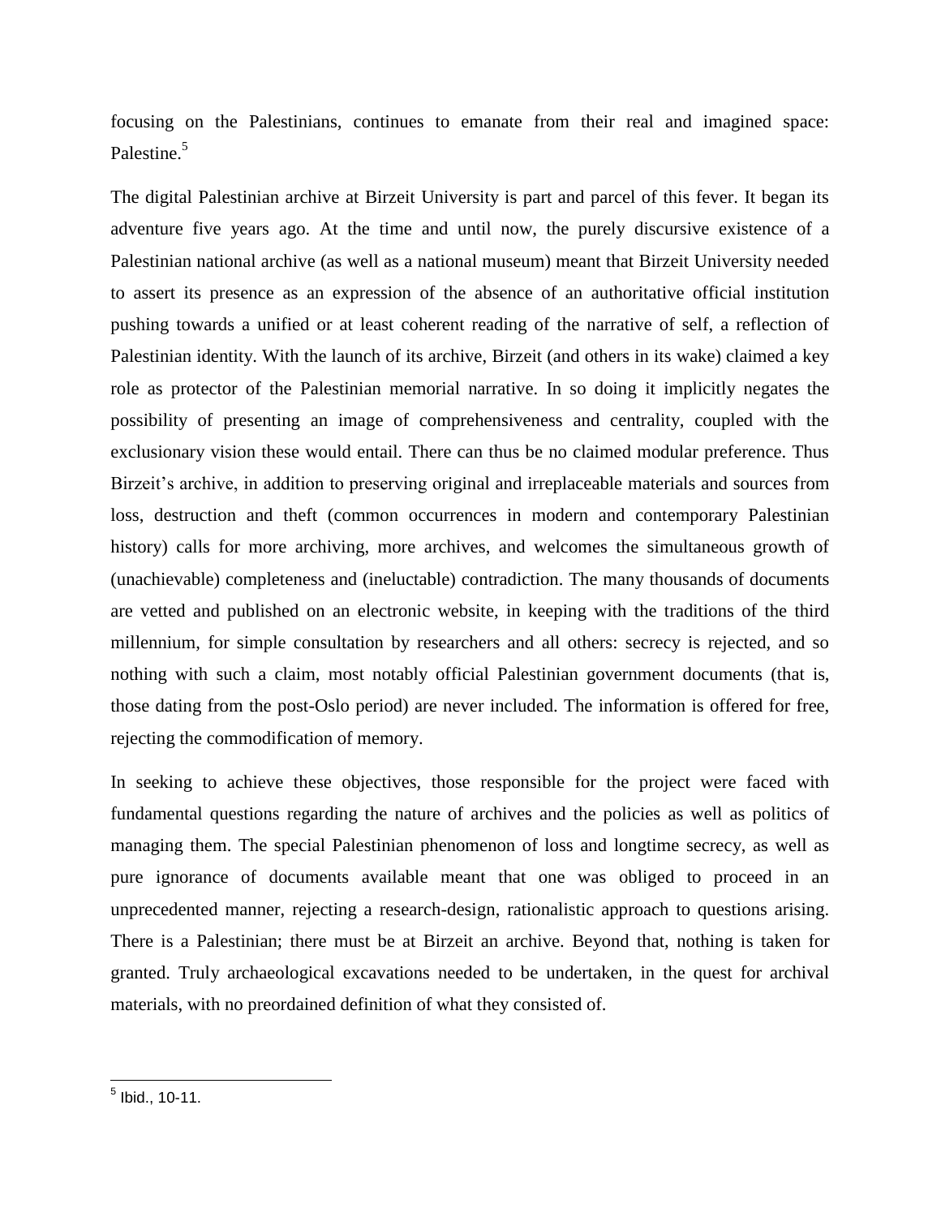focusing on the Palestinians, continues to emanate from their real and imagined space: Palestine.[5]

The digital Palestinian archive at Birzeit University is part and parcel of this fever. It began its adventure five years ago. At the time and until now, the purely discursive existence of a Palestinian national archive (as well as a national museum) meant that Birzeit University needed to assert its presence as an expression of the absence of an authoritative official institution pushing towards a unified or at least coherent reading of the narrative of self, a reflection of Palestinian identity. With the launch of its archive, Birzeit (and others in its wake) claimed a key role as protector of the Palestinian memorial narrative. In so doing it implicitly negates the possibility of presenting an image of comprehensiveness and centrality, coupled with the exclusionary vision these would entail. There can thus be no claimed modular preference. Thus Birzeit's archive, in addition to preserving original and irreplaceable materials and sources from loss, destruction and theft (common occurrences in modern and contemporary Palestinian history) calls for more archiving, more archives, and welcomes the simultaneous growth of (unachievable) completeness and (ineluctable) contradiction. The many thousands of documents are vetted and published on an electronic website, in keeping with the traditions of the third millennium, for simple consultation by researchers and all others: secrecy is rejected, and so nothing with such a claim, most notably official Palestinian government documents (that is, those dating from the post-Oslo period) are never included. The information is offered for free, rejecting the commodification of memory.

In seeking to achieve these objectives, those responsible for the project were faced with fundamental questions regarding the nature of archives and the policies as well as politics of managing them. The special Palestinian phenomenon of loss and longtime secrecy, as well as pure ignorance of documents available meant that one was obliged to proceed in an unprecedented manner, rejecting a research-design, rationalistic approach to questions arising. There is a Palestinian; there must be at Birzeit an archive. Beyond that, nothing is taken for granted. Truly archaeological excavations needed to be undertaken, in the quest for archival materials, with no preordained definition of what they consisted of.

---

[5] Ibid., 10-11.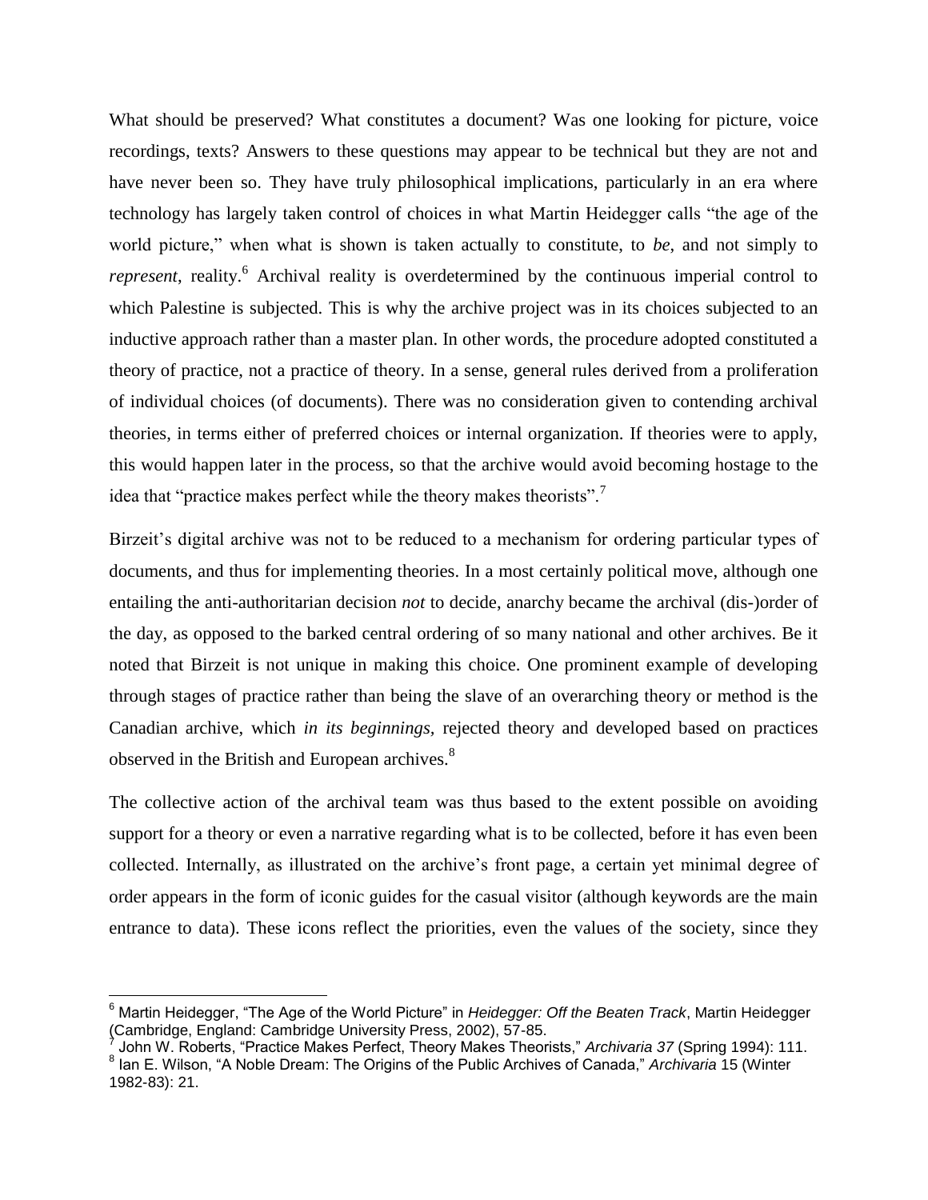What should be preserved? What constitutes a document? Was one looking for picture, voice recordings, texts? Answers to these questions may appear to be technical but they are not and have never been so. They have truly philosophical implications, particularly in an era where technology has largely taken control of choices in what Martin Heidegger calls "the age of the world picture," when what is shown is taken actually to constitute, to *be*, and not simply to *represent*, reality.[6] Archival reality is overdetermined by the continuous imperial control to which Palestine is subjected. This is why the archive project was in its choices subjected to an inductive approach rather than a master plan. In other words, the procedure adopted constituted a theory of practice, not a practice of theory. In a sense, general rules derived from a proliferation of individual choices (of documents). There was no consideration given to contending archival theories, in terms either of preferred choices or internal organization. If theories were to apply, this would happen later in the process, so that the archive would avoid becoming hostage to the idea that "practice makes perfect while the theory makes theorists".[7]

Birzeit's digital archive was not to be reduced to a mechanism for ordering particular types of documents, and thus for implementing theories. In a most certainly political move, although one entailing the anti-authoritarian decision *not* to decide, anarchy became the archival (dis-)order of the day, as opposed to the barked central ordering of so many national and other archives. Be it noted that Birzeit is not unique in making this choice. One prominent example of developing through stages of practice rather than being the slave of an overarching theory or method is the Canadian archive, which *in its beginnings*, rejected theory and developed based on practices observed in the British and European archives.[8]

The collective action of the archival team was thus based to the extent possible on avoiding support for a theory or even a narrative regarding what is to be collected, before it has even been collected. Internally, as illustrated on the archive's front page, a certain yet minimal degree of order appears in the form of iconic guides for the casual visitor (although keywords are the main entrance to data). These icons reflect the priorities, even the values of the society, since they

---

[6] Martin Heidegger, "The Age of the World Picture" in *Heidegger: Off the Beaten Track*, Martin Heidegger (Cambridge, England: Cambridge University Press, 2002), 57-85.

[7] John W. Roberts, "Practice Makes Perfect, Theory Makes Theorists," *Archivaria 37* (Spring 1994): 111.

[8] Ian E. Wilson, "A Noble Dream: The Origins of the Public Archives of Canada," *Archivaria* 15 (Winter 1982-83): 21.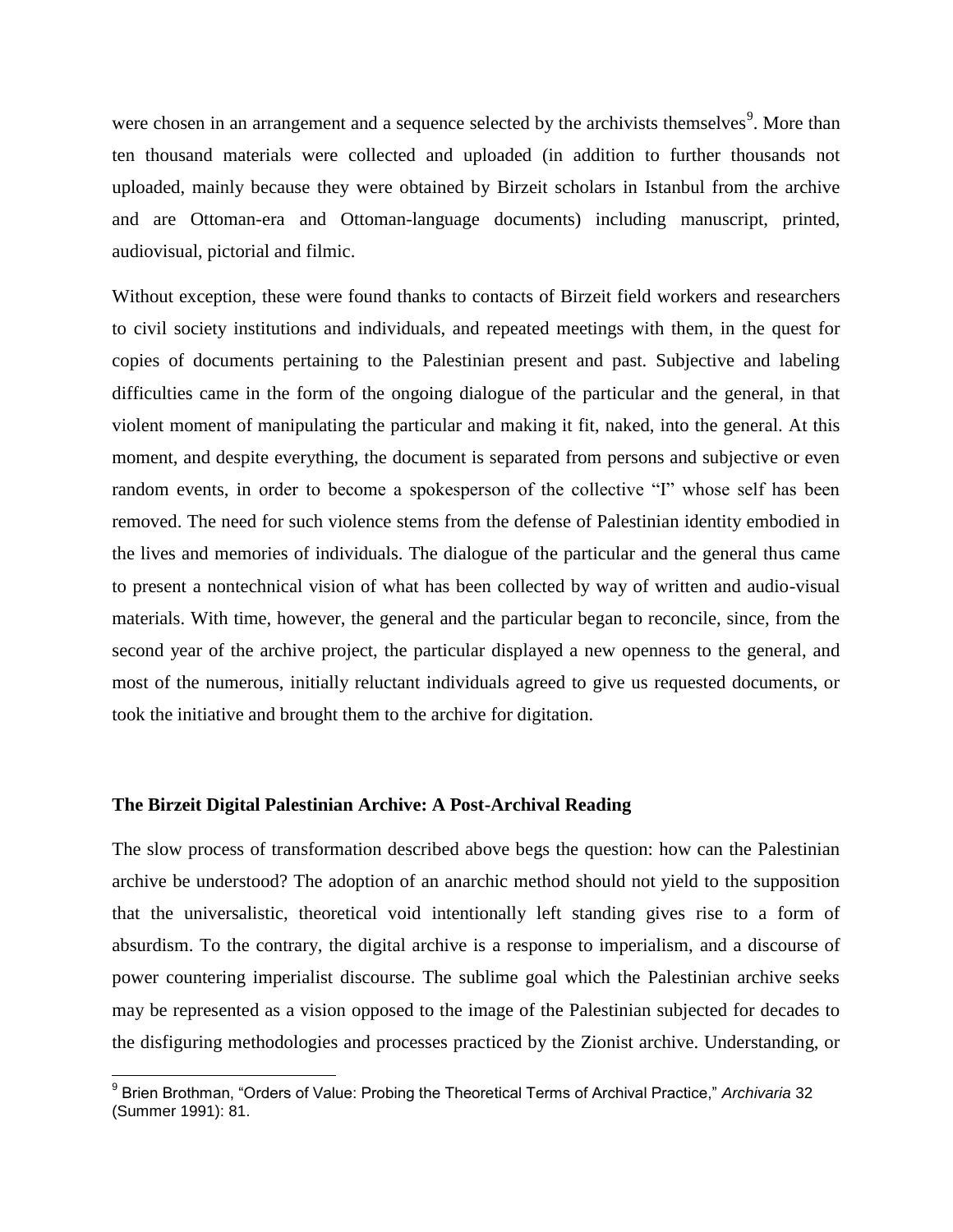were chosen in an arrangement and a sequence selected by the archivists themselves[9]. More than ten thousand materials were collected and uploaded (in addition to further thousands not uploaded, mainly because they were obtained by Birzeit scholars in Istanbul from the archive and are Ottoman-era and Ottoman-language documents) including manuscript, printed, audiovisual, pictorial and filmic.

Without exception, these were found thanks to contacts of Birzeit field workers and researchers to civil society institutions and individuals, and repeated meetings with them, in the quest for copies of documents pertaining to the Palestinian present and past. Subjective and labeling difficulties came in the form of the ongoing dialogue of the particular and the general, in that violent moment of manipulating the particular and making it fit, naked, into the general. At this moment, and despite everything, the document is separated from persons and subjective or even random events, in order to become a spokesperson of the collective "I" whose self has been removed. The need for such violence stems from the defense of Palestinian identity embodied in the lives and memories of individuals. The dialogue of the particular and the general thus came to present a nontechnical vision of what has been collected by way of written and audio-visual materials. With time, however, the general and the particular began to reconcile, since, from the second year of the archive project, the particular displayed a new openness to the general, and most of the numerous, initially reluctant individuals agreed to give us requested documents, or took the initiative and brought them to the archive for digitation.

### The Birzeit Digital Palestinian Archive: A Post-Archival Reading

The slow process of transformation described above begs the question: how can the Palestinian archive be understood? The adoption of an anarchic method should not yield to the supposition that the universalistic, theoretical void intentionally left standing gives rise to a form of absurdism. To the contrary, the digital archive is a response to imperialism, and a discourse of power countering imperialist discourse. The sublime goal which the Palestinian archive seeks may be represented as a vision opposed to the image of the Palestinian subjected for decades to the disfiguring methodologies and processes practiced by the Zionist archive. Understanding, or

[9] Brien Brothman, "Orders of Value: Probing the Theoretical Terms of Archival Practice," *Archivaria* 32 (Summer 1991): 81.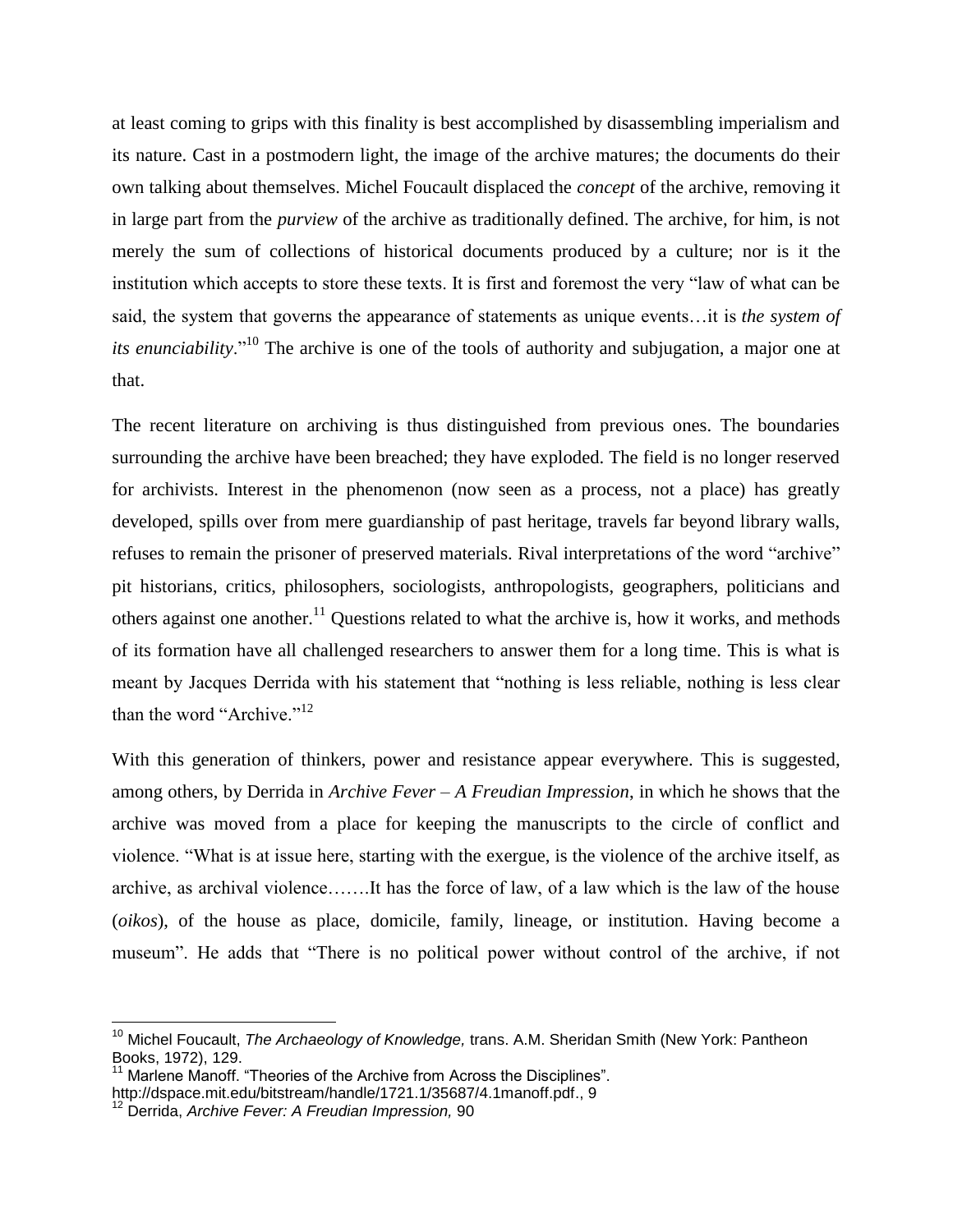at least coming to grips with this finality is best accomplished by disassembling imperialism and its nature. Cast in a postmodern light, the image of the archive matures; the documents do their own talking about themselves. Michel Foucault displaced the *concept* of the archive, removing it in large part from the *purview* of the archive as traditionally defined. The archive, for him, is not merely the sum of collections of historical documents produced by a culture; nor is it the institution which accepts to store these texts. It is first and foremost the very "law of what can be said, the system that governs the appearance of statements as unique events…it is *the system of its enunciability*."[10] The archive is one of the tools of authority and subjugation, a major one at that.

The recent literature on archiving is thus distinguished from previous ones. The boundaries surrounding the archive have been breached; they have exploded. The field is no longer reserved for archivists. Interest in the phenomenon (now seen as a process, not a place) has greatly developed, spills over from mere guardianship of past heritage, travels far beyond library walls, refuses to remain the prisoner of preserved materials. Rival interpretations of the word "archive" pit historians, critics, philosophers, sociologists, anthropologists, geographers, politicians and others against one another.[11] Questions related to what the archive is, how it works, and methods of its formation have all challenged researchers to answer them for a long time. This is what is meant by Jacques Derrida with his statement that "nothing is less reliable, nothing is less clear than the word "Archive."[12]

With this generation of thinkers, power and resistance appear everywhere. This is suggested, among others, by Derrida in *Archive Fever – A Freudian Impression*, in which he shows that the archive was moved from a place for keeping the manuscripts to the circle of conflict and violence. "What is at issue here, starting with the exergue, is the violence of the archive itself, as archive, as archival violence…….It has the force of law, of a law which is the law of the house (*oikos*), of the house as place, domicile, family, lineage, or institution. Having become a museum". He adds that "There is no political power without control of the archive, if not

---

[10] Michel Foucault, *The Archaeology of Knowledge,* trans. A.M. Sheridan Smith (New York: Pantheon Books, 1972), 129.

[11] Marlene Manoff. "Theories of the Archive from Across the Disciplines". http://dspace.mit.edu/bitstream/handle/1721.1/35687/4.1manoff.pdf., 9

[12] Derrida, *Archive Fever: A Freudian Impression,* 90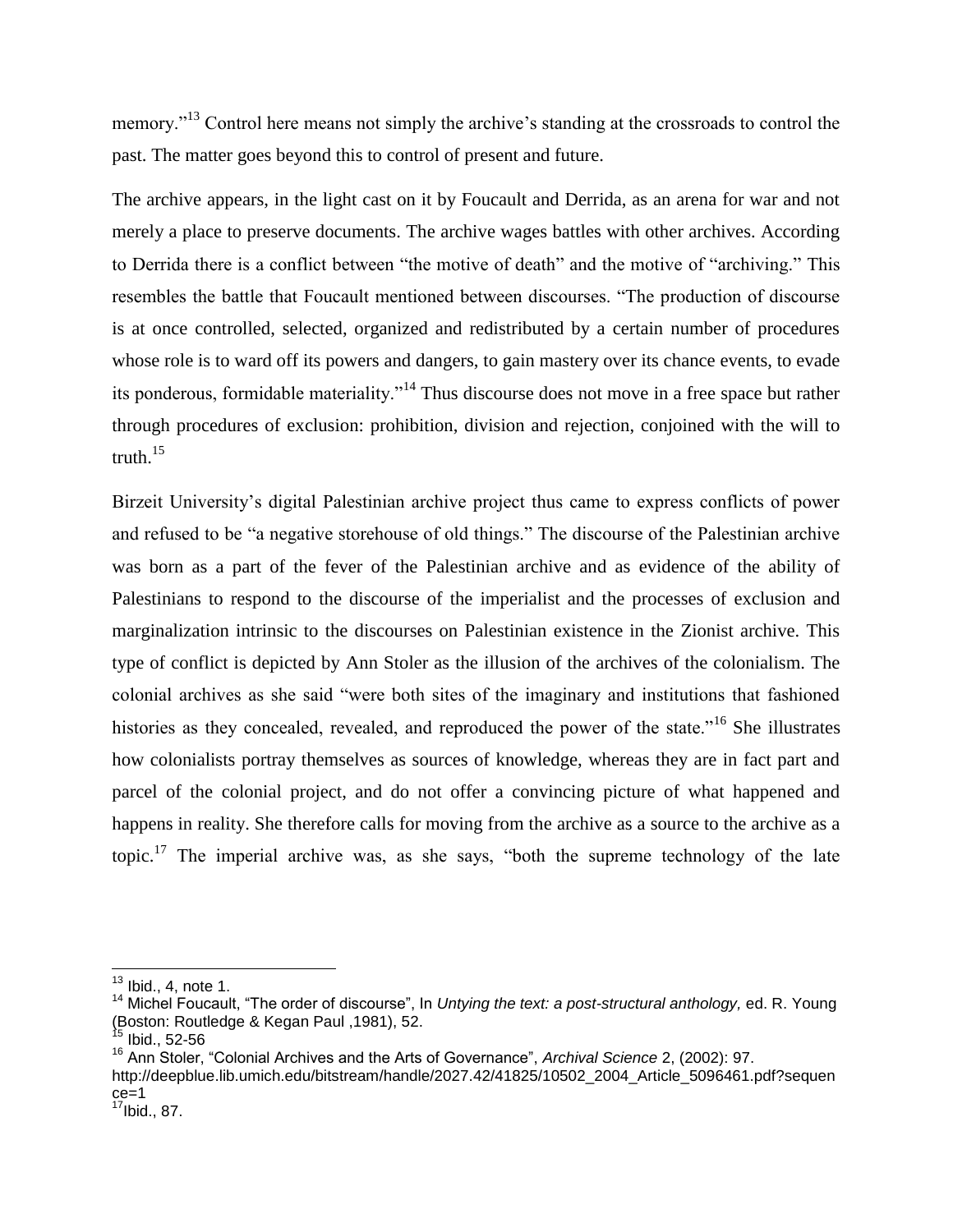memory."[13] Control here means not simply the archive's standing at the crossroads to control the past. The matter goes beyond this to control of present and future.

The archive appears, in the light cast on it by Foucault and Derrida, as an arena for war and not merely a place to preserve documents. The archive wages battles with other archives. According to Derrida there is a conflict between "the motive of death" and the motive of "archiving." This resembles the battle that Foucault mentioned between discourses. "The production of discourse is at once controlled, selected, organized and redistributed by a certain number of procedures whose role is to ward off its powers and dangers, to gain mastery over its chance events, to evade its ponderous, formidable materiality."[14] Thus discourse does not move in a free space but rather through procedures of exclusion: prohibition, division and rejection, conjoined with the will to truth.[15]

Birzeit University's digital Palestinian archive project thus came to express conflicts of power and refused to be "a negative storehouse of old things." The discourse of the Palestinian archive was born as a part of the fever of the Palestinian archive and as evidence of the ability of Palestinians to respond to the discourse of the imperialist and the processes of exclusion and marginalization intrinsic to the discourses on Palestinian existence in the Zionist archive. This type of conflict is depicted by Ann Stoler as the illusion of the archives of the colonialism. The colonial archives as she said "were both sites of the imaginary and institutions that fashioned histories as they concealed, revealed, and reproduced the power of the state."[16] She illustrates how colonialists portray themselves as sources of knowledge, whereas they are in fact part and parcel of the colonial project, and do not offer a convincing picture of what happened and happens in reality. She therefore calls for moving from the archive as a source to the archive as a topic.[17] The imperial archive was, as she says, "both the supreme technology of the late

---

[13] Ibid., 4, note 1.

[14] Michel Foucault, "The order of discourse", In *Untying the text: a post-structural anthology,* ed. R. Young (Boston: Routledge & Kegan Paul ,1981), 52.

[15] Ibid., 52-56

[16] Ann Stoler, "Colonial Archives and the Arts of Governance", *Archival Science* 2, (2002): 97. http://deepblue.lib.umich.edu/bitstream/handle/2027.42/41825/10502_2004_Article_5096461.pdf?sequence=1

[17] Ibid., 87.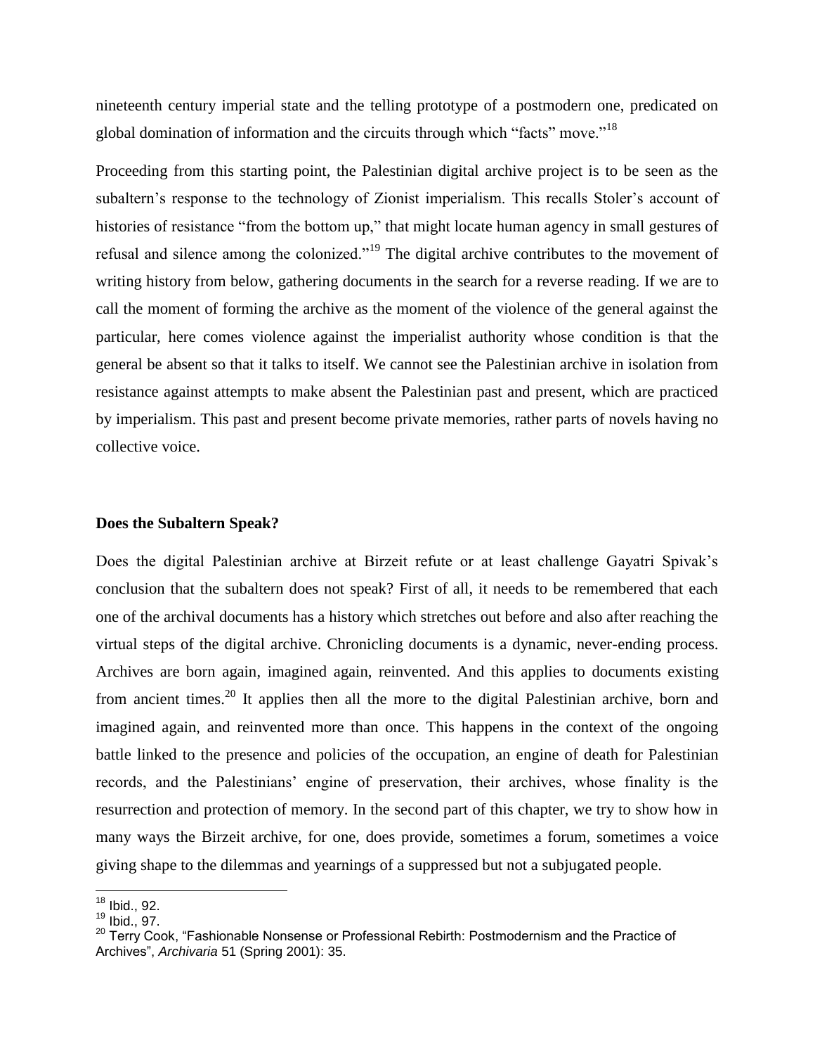nineteenth century imperial state and the telling prototype of a postmodern one, predicated on global domination of information and the circuits through which "facts" move."[18]

Proceeding from this starting point, the Palestinian digital archive project is to be seen as the subaltern's response to the technology of Zionist imperialism. This recalls Stoler's account of histories of resistance "from the bottom up," that might locate human agency in small gestures of refusal and silence among the colonized."[19] The digital archive contributes to the movement of writing history from below, gathering documents in the search for a reverse reading. If we are to call the moment of forming the archive as the moment of the violence of the general against the particular, here comes violence against the imperialist authority whose condition is that the general be absent so that it talks to itself. We cannot see the Palestinian archive in isolation from resistance against attempts to make absent the Palestinian past and present, which are practiced by imperialism. This past and present become private memories, rather parts of novels having no collective voice.

**Does the Subaltern Speak?**

Does the digital Palestinian archive at Birzeit refute or at least challenge Gayatri Spivak's conclusion that the subaltern does not speak? First of all, it needs to be remembered that each one of the archival documents has a history which stretches out before and also after reaching the virtual steps of the digital archive. Chronicling documents is a dynamic, never-ending process. Archives are born again, imagined again, reinvented. And this applies to documents existing from ancient times.[20] It applies then all the more to the digital Palestinian archive, born and imagined again, and reinvented more than once. This happens in the context of the ongoing battle linked to the presence and policies of the occupation, an engine of death for Palestinian records, and the Palestinians' engine of preservation, their archives, whose finality is the resurrection and protection of memory. In the second part of this chapter, we try to show how in many ways the Birzeit archive, for one, does provide, sometimes a forum, sometimes a voice giving shape to the dilemmas and yearnings of a suppressed but not a subjugated people.

[18] Ibid., 92.
[19] Ibid., 97.
[20] Terry Cook, "Fashionable Nonsense or Professional Rebirth: Postmodernism and the Practice of Archives", *Archivaria* 51 (Spring 2001): 35.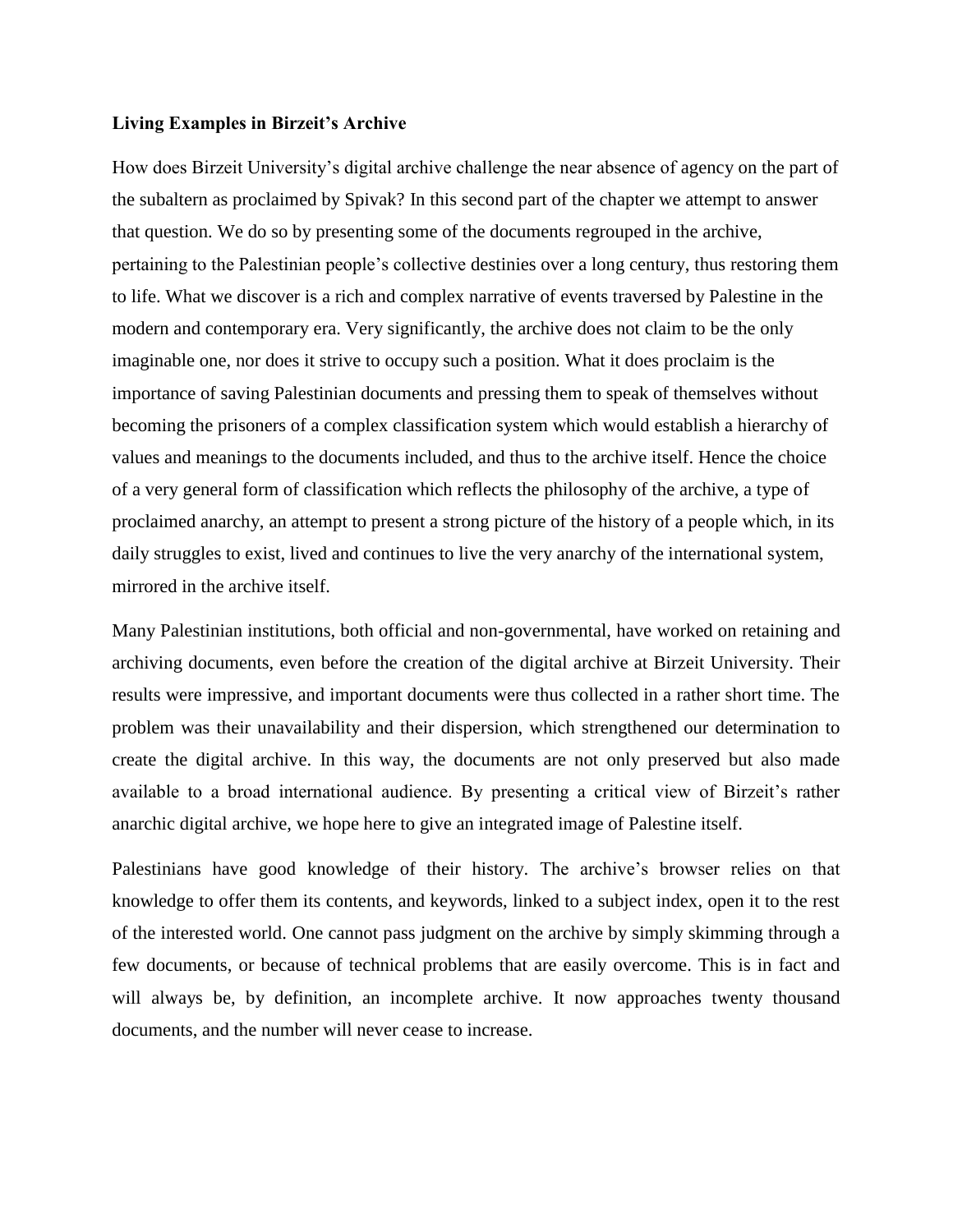### Living Examples in Birzeit's Archive

How does Birzeit University's digital archive challenge the near absence of agency on the part of the subaltern as proclaimed by Spivak? In this second part of the chapter we attempt to answer that question. We do so by presenting some of the documents regrouped in the archive, pertaining to the Palestinian people's collective destinies over a long century, thus restoring them to life. What we discover is a rich and complex narrative of events traversed by Palestine in the modern and contemporary era. Very significantly, the archive does not claim to be the only imaginable one, nor does it strive to occupy such a position. What it does proclaim is the importance of saving Palestinian documents and pressing them to speak of themselves without becoming the prisoners of a complex classification system which would establish a hierarchy of values and meanings to the documents included, and thus to the archive itself. Hence the choice of a very general form of classification which reflects the philosophy of the archive, a type of proclaimed anarchy, an attempt to present a strong picture of the history of a people which, in its daily struggles to exist, lived and continues to live the very anarchy of the international system, mirrored in the archive itself.

Many Palestinian institutions, both official and non-governmental, have worked on retaining and archiving documents, even before the creation of the digital archive at Birzeit University. Their results were impressive, and important documents were thus collected in a rather short time. The problem was their unavailability and their dispersion, which strengthened our determination to create the digital archive. In this way, the documents are not only preserved but also made available to a broad international audience. By presenting a critical view of Birzeit's rather anarchic digital archive, we hope here to give an integrated image of Palestine itself.

Palestinians have good knowledge of their history. The archive's browser relies on that knowledge to offer them its contents, and keywords, linked to a subject index, open it to the rest of the interested world. One cannot pass judgment on the archive by simply skimming through a few documents, or because of technical problems that are easily overcome. This is in fact and will always be, by definition, an incomplete archive. It now approaches twenty thousand documents, and the number will never cease to increase.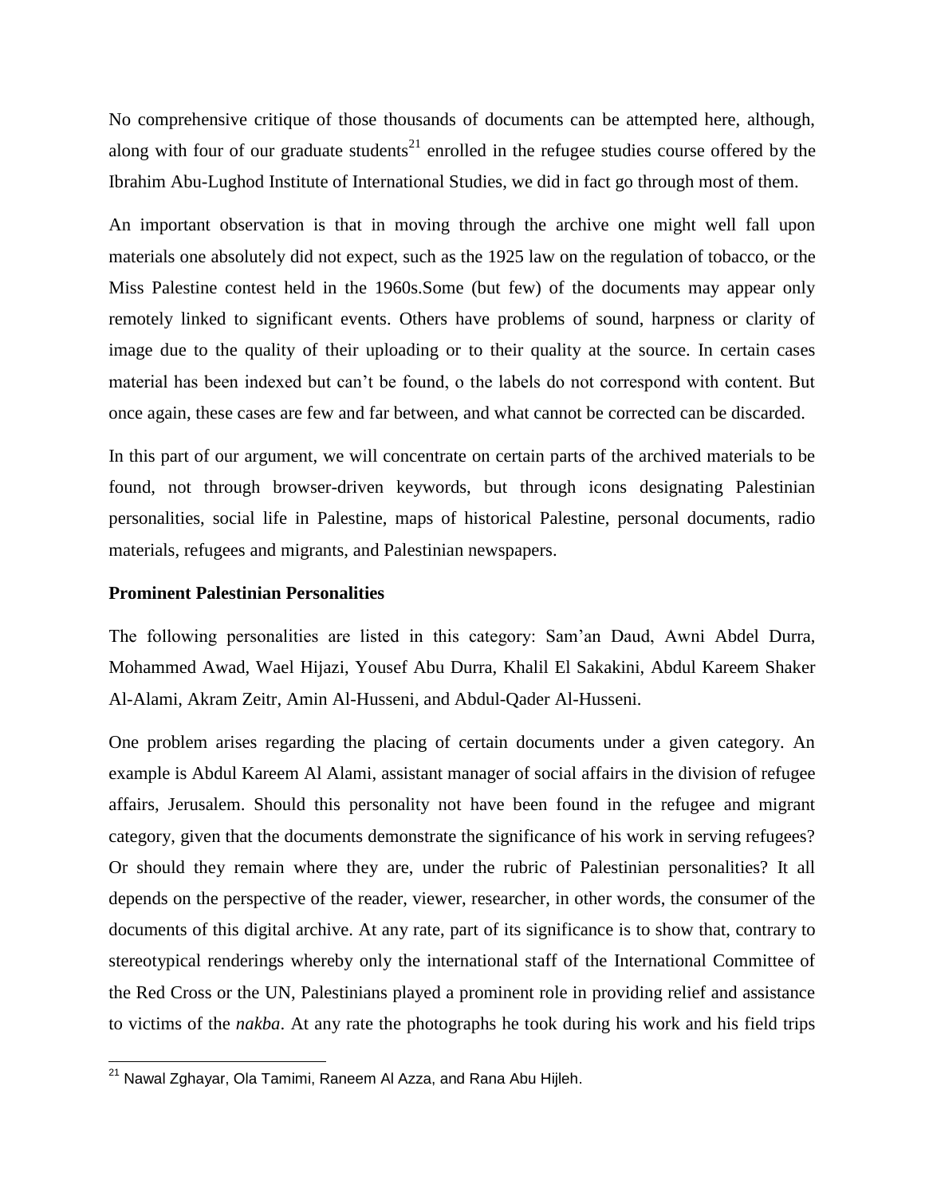No comprehensive critique of those thousands of documents can be attempted here, although, along with four of our graduate students[21] enrolled in the refugee studies course offered by the Ibrahim Abu-Lughod Institute of International Studies, we did in fact go through most of them.

An important observation is that in moving through the archive one might well fall upon materials one absolutely did not expect, such as the 1925 law on the regulation of tobacco, or the Miss Palestine contest held in the 1960s.Some (but few) of the documents may appear only remotely linked to significant events. Others have problems of sound, harpness or clarity of image due to the quality of their uploading or to their quality at the source. In certain cases material has been indexed but can't be found, o the labels do not correspond with content. But once again, these cases are few and far between, and what cannot be corrected can be discarded.

In this part of our argument, we will concentrate on certain parts of the archived materials to be found, not through browser-driven keywords, but through icons designating Palestinian personalities, social life in Palestine, maps of historical Palestine, personal documents, radio materials, refugees and migrants, and Palestinian newspapers.

**Prominent Palestinian Personalities**

The following personalities are listed in this category: Sam'an Daud, Awni Abdel Durra, Mohammed Awad, Wael Hijazi, Yousef Abu Durra, Khalil El Sakakini, Abdul Kareem Shaker Al-Alami, Akram Zeitr, Amin Al-Husseni, and Abdul-Qader Al-Husseni.

One problem arises regarding the placing of certain documents under a given category. An example is Abdul Kareem Al Alami, assistant manager of social affairs in the division of refugee affairs, Jerusalem. Should this personality not have been found in the refugee and migrant category, given that the documents demonstrate the significance of his work in serving refugees? Or should they remain where they are, under the rubric of Palestinian personalities? It all depends on the perspective of the reader, viewer, researcher, in other words, the consumer of the documents of this digital archive. At any rate, part of its significance is to show that, contrary to stereotypical renderings whereby only the international staff of the International Committee of the Red Cross or the UN, Palestinians played a prominent role in providing relief and assistance to victims of the *nakba*. At any rate the photographs he took during his work and his field trips

[21] Nawal Zghayar, Ola Tamimi, Raneem Al Azza, and Rana Abu Hijleh.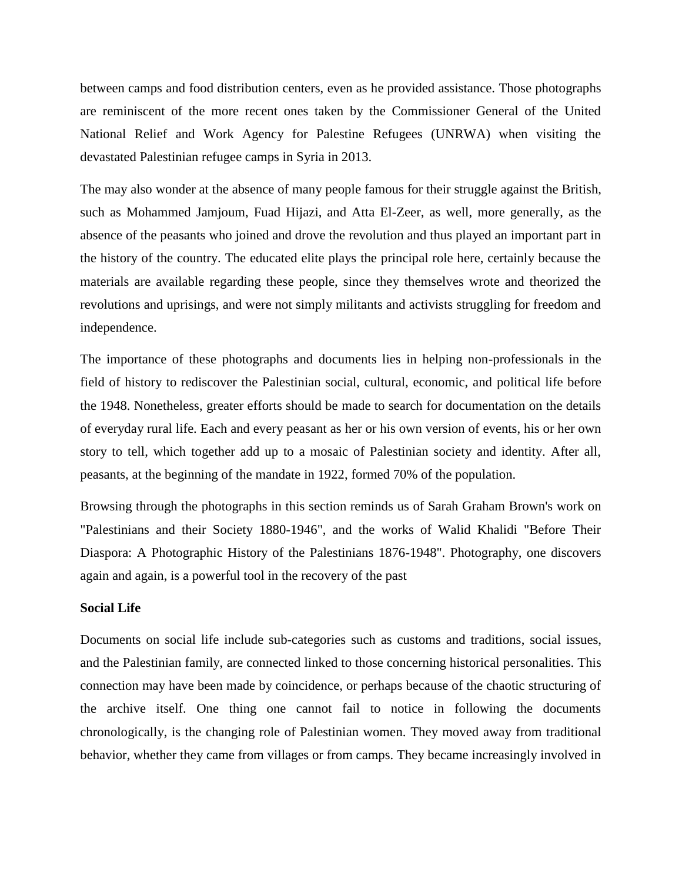between camps and food distribution centers, even as he provided assistance. Those photographs are reminiscent of the more recent ones taken by the Commissioner General of the United National Relief and Work Agency for Palestine Refugees (UNRWA) when visiting the devastated Palestinian refugee camps in Syria in 2013.

The may also wonder at the absence of many people famous for their struggle against the British, such as Mohammed Jamjoum, Fuad Hijazi, and Atta El-Zeer, as well, more generally, as the absence of the peasants who joined and drove the revolution and thus played an important part in the history of the country. The educated elite plays the principal role here, certainly because the materials are available regarding these people, since they themselves wrote and theorized the revolutions and uprisings, and were not simply militants and activists struggling for freedom and independence.

The importance of these photographs and documents lies in helping non-professionals in the field of history to rediscover the Palestinian social, cultural, economic, and political life before the 1948. Nonetheless, greater efforts should be made to search for documentation on the details of everyday rural life. Each and every peasant as her or his own version of events, his or her own story to tell, which together add up to a mosaic of Palestinian society and identity. After all, peasants, at the beginning of the mandate in 1922, formed 70% of the population.

Browsing through the photographs in this section reminds us of Sarah Graham Brown's work on "Palestinians and their Society 1880-1946", and the works of Walid Khalidi "Before Their Diaspora: A Photographic History of the Palestinians 1876-1948". Photography, one discovers again and again, is a powerful tool in the recovery of the past

**Social Life**

Documents on social life include sub-categories such as customs and traditions, social issues, and the Palestinian family, are connected linked to those concerning historical personalities. This connection may have been made by coincidence, or perhaps because of the chaotic structuring of the archive itself. One thing one cannot fail to notice in following the documents chronologically, is the changing role of Palestinian women. They moved away from traditional behavior, whether they came from villages or from camps. They became increasingly involved in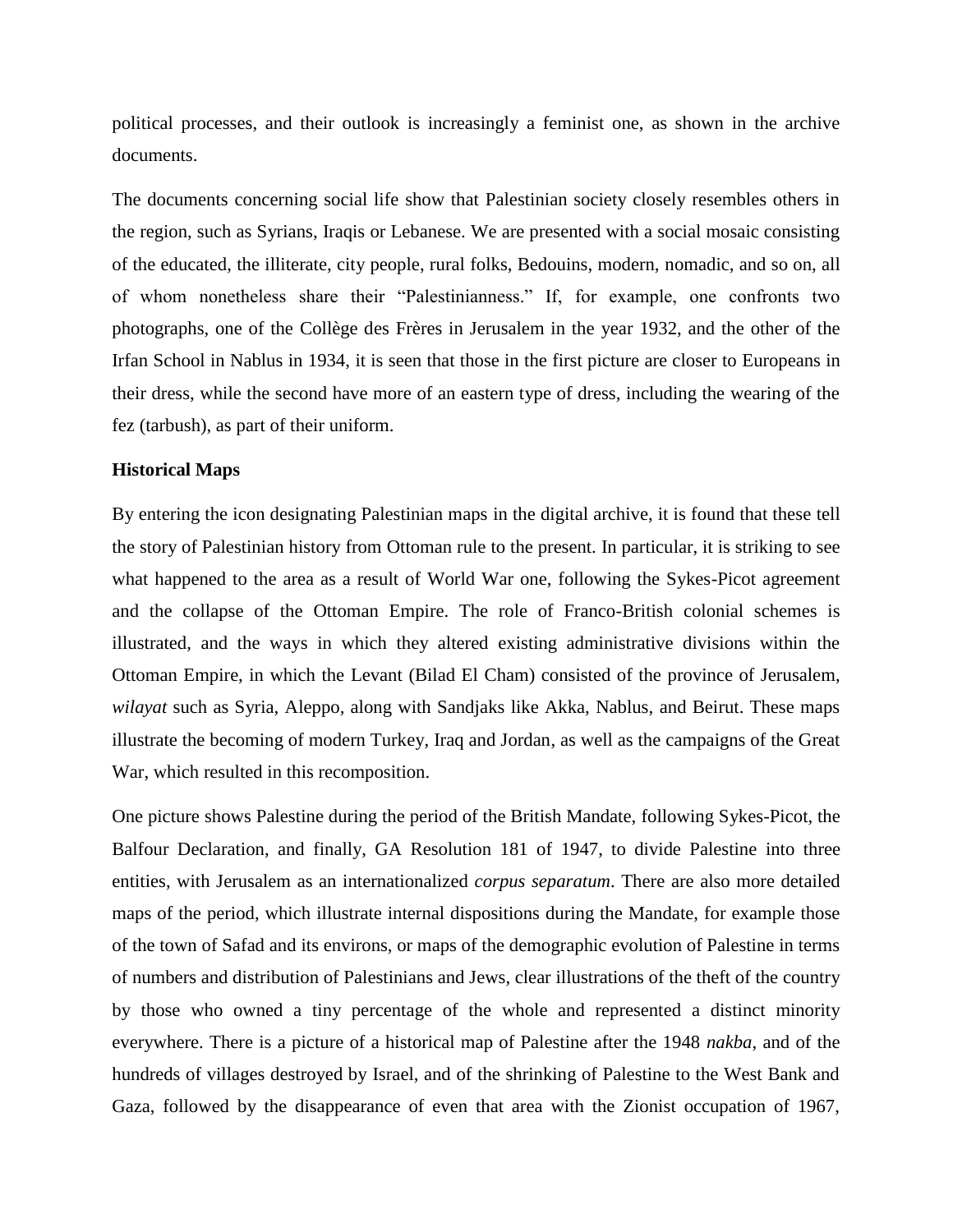political processes, and their outlook is increasingly a feminist one, as shown in the archive documents.

The documents concerning social life show that Palestinian society closely resembles others in the region, such as Syrians, Iraqis or Lebanese. We are presented with a social mosaic consisting of the educated, the illiterate, city people, rural folks, Bedouins, modern, nomadic, and so on, all of whom nonetheless share their "Palestinianness." If, for example, one confronts two photographs, one of the Collège des Frères in Jerusalem in the year 1932, and the other of the Irfan School in Nablus in 1934, it is seen that those in the first picture are closer to Europeans in their dress, while the second have more of an eastern type of dress, including the wearing of the fez (tarbush), as part of their uniform.

**Historical Maps**

By entering the icon designating Palestinian maps in the digital archive, it is found that these tell the story of Palestinian history from Ottoman rule to the present. In particular, it is striking to see what happened to the area as a result of World War one, following the Sykes-Picot agreement and the collapse of the Ottoman Empire. The role of Franco-British colonial schemes is illustrated, and the ways in which they altered existing administrative divisions within the Ottoman Empire, in which the Levant (Bilad El Cham) consisted of the province of Jerusalem, *wilayat* such as Syria, Aleppo, along with Sandjaks like Akka, Nablus, and Beirut. These maps illustrate the becoming of modern Turkey, Iraq and Jordan, as well as the campaigns of the Great War, which resulted in this recomposition.

One picture shows Palestine during the period of the British Mandate, following Sykes-Picot, the Balfour Declaration, and finally, GA Resolution 181 of 1947, to divide Palestine into three entities, with Jerusalem as an internationalized *corpus separatum*. There are also more detailed maps of the period, which illustrate internal dispositions during the Mandate, for example those of the town of Safad and its environs, or maps of the demographic evolution of Palestine in terms of numbers and distribution of Palestinians and Jews, clear illustrations of the theft of the country by those who owned a tiny percentage of the whole and represented a distinct minority everywhere. There is a picture of a historical map of Palestine after the 1948 *nakba*, and of the hundreds of villages destroyed by Israel, and of the shrinking of Palestine to the West Bank and Gaza, followed by the disappearance of even that area with the Zionist occupation of 1967,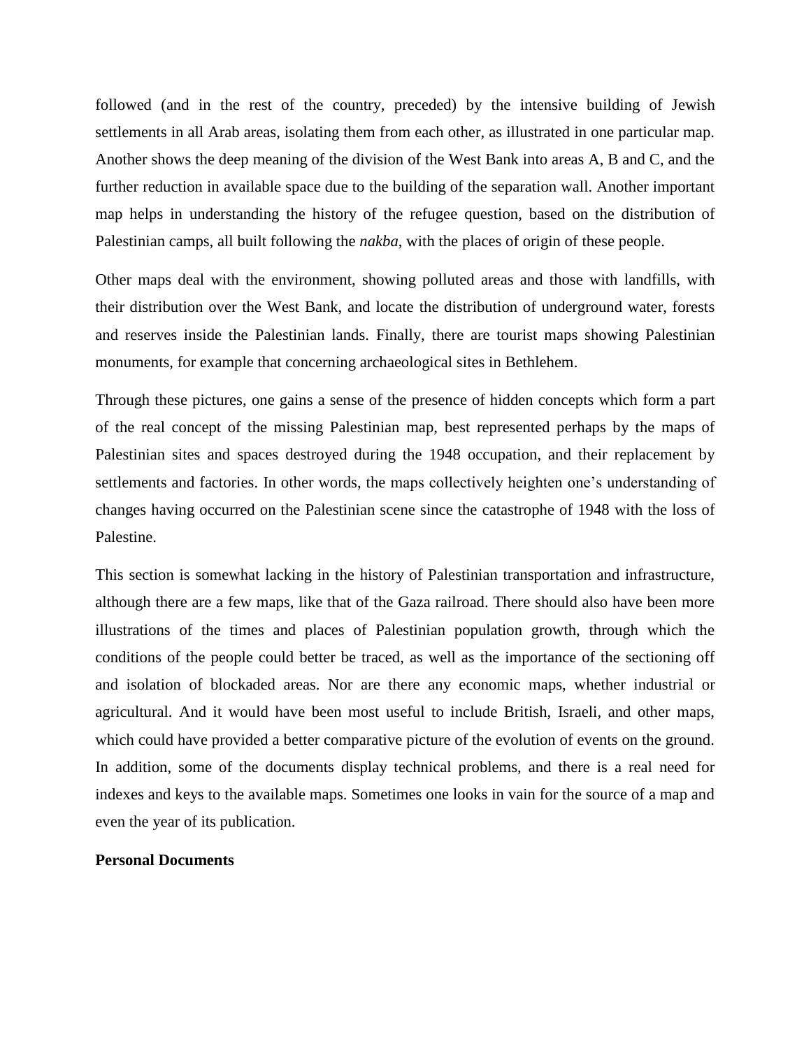followed (and in the rest of the country, preceded) by the intensive building of Jewish settlements in all Arab areas, isolating them from each other, as illustrated in one particular map. Another shows the deep meaning of the division of the West Bank into areas A, B and C, and the further reduction in available space due to the building of the separation wall. Another important map helps in understanding the history of the refugee question, based on the distribution of Palestinian camps, all built following the *nakba*, with the places of origin of these people.

Other maps deal with the environment, showing polluted areas and those with landfills, with their distribution over the West Bank, and locate the distribution of underground water, forests and reserves inside the Palestinian lands. Finally, there are tourist maps showing Palestinian monuments, for example that concerning archaeological sites in Bethlehem.

Through these pictures, one gains a sense of the presence of hidden concepts which form a part of the real concept of the missing Palestinian map, best represented perhaps by the maps of Palestinian sites and spaces destroyed during the 1948 occupation, and their replacement by settlements and factories. In other words, the maps collectively heighten one's understanding of changes having occurred on the Palestinian scene since the catastrophe of 1948 with the loss of Palestine.

This section is somewhat lacking in the history of Palestinian transportation and infrastructure, although there are a few maps, like that of the Gaza railroad. There should also have been more illustrations of the times and places of Palestinian population growth, through which the conditions of the people could better be traced, as well as the importance of the sectioning off and isolation of blockaded areas. Nor are there any economic maps, whether industrial or agricultural. And it would have been most useful to include British, Israeli, and other maps, which could have provided a better comparative picture of the evolution of events on the ground. In addition, some of the documents display technical problems, and there is a real need for indexes and keys to the available maps. Sometimes one looks in vain for the source of a map and even the year of its publication.

**Personal Documents**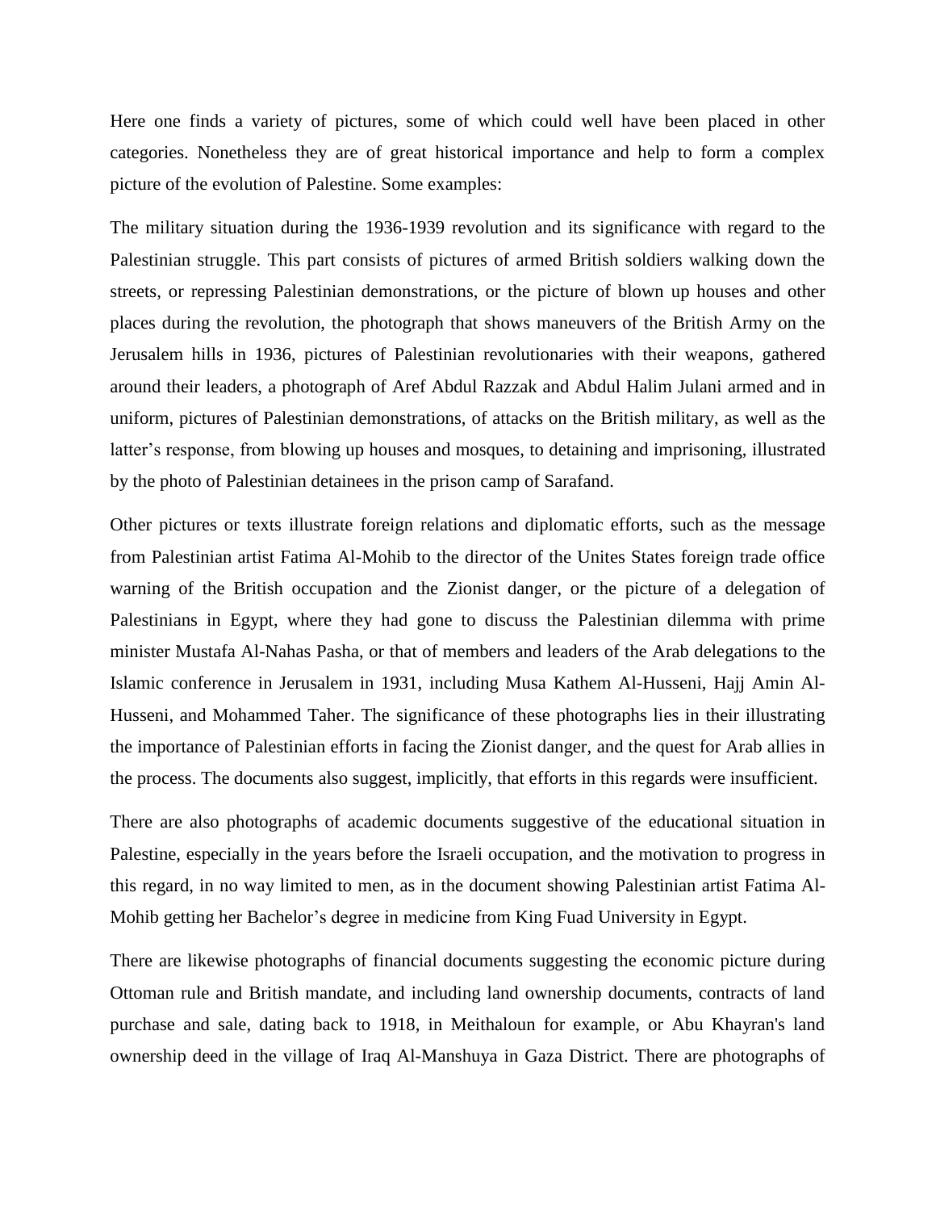Here one finds a variety of pictures, some of which could well have been placed in other categories. Nonetheless they are of great historical importance and help to form a complex picture of the evolution of Palestine. Some examples:

The military situation during the 1936-1939 revolution and its significance with regard to the Palestinian struggle. This part consists of pictures of armed British soldiers walking down the streets, or repressing Palestinian demonstrations, or the picture of blown up houses and other places during the revolution, the photograph that shows maneuvers of the British Army on the Jerusalem hills in 1936, pictures of Palestinian revolutionaries with their weapons, gathered around their leaders, a photograph of Aref Abdul Razzak and Abdul Halim Julani armed and in uniform, pictures of Palestinian demonstrations, of attacks on the British military, as well as the latter's response, from blowing up houses and mosques, to detaining and imprisoning, illustrated by the photo of Palestinian detainees in the prison camp of Sarafand.

Other pictures or texts illustrate foreign relations and diplomatic efforts, such as the message from Palestinian artist Fatima Al-Mohib to the director of the Unites States foreign trade office warning of the British occupation and the Zionist danger, or the picture of a delegation of Palestinians in Egypt, where they had gone to discuss the Palestinian dilemma with prime minister Mustafa Al-Nahas Pasha, or that of members and leaders of the Arab delegations to the Islamic conference in Jerusalem in 1931, including Musa Kathem Al-Husseni, Hajj Amin Al-Husseni, and Mohammed Taher. The significance of these photographs lies in their illustrating the importance of Palestinian efforts in facing the Zionist danger, and the quest for Arab allies in the process. The documents also suggest, implicitly, that efforts in this regards were insufficient.

There are also photographs of academic documents suggestive of the educational situation in Palestine, especially in the years before the Israeli occupation, and the motivation to progress in this regard, in no way limited to men, as in the document showing Palestinian artist Fatima Al-Mohib getting her Bachelor's degree in medicine from King Fuad University in Egypt.

There are likewise photographs of financial documents suggesting the economic picture during Ottoman rule and British mandate, and including land ownership documents, contracts of land purchase and sale, dating back to 1918, in Meithaloun for example, or Abu Khayran's land ownership deed in the village of Iraq Al-Manshuya in Gaza District. There are photographs of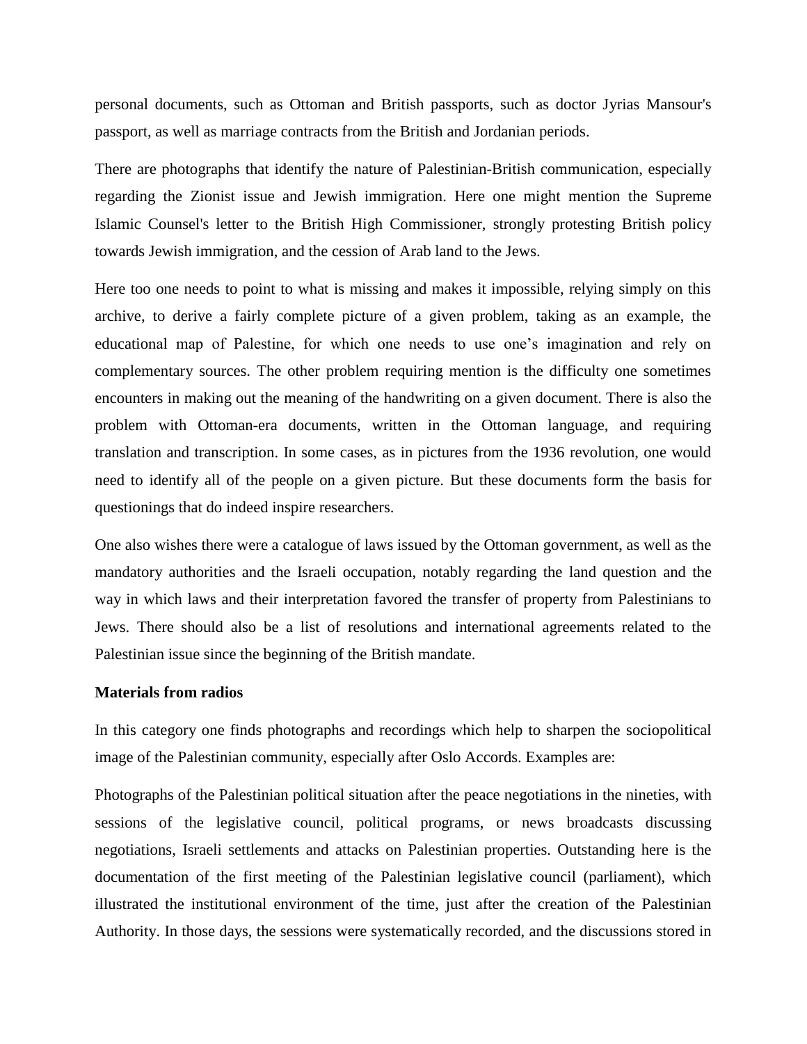personal documents, such as Ottoman and British passports, such as doctor Jyrias Mansour's passport, as well as marriage contracts from the British and Jordanian periods.

There are photographs that identify the nature of Palestinian-British communication, especially regarding the Zionist issue and Jewish immigration. Here one might mention the Supreme Islamic Counsel's letter to the British High Commissioner, strongly protesting British policy towards Jewish immigration, and the cession of Arab land to the Jews.

Here too one needs to point to what is missing and makes it impossible, relying simply on this archive, to derive a fairly complete picture of a given problem, taking as an example, the educational map of Palestine, for which one needs to use one's imagination and rely on complementary sources. The other problem requiring mention is the difficulty one sometimes encounters in making out the meaning of the handwriting on a given document. There is also the problem with Ottoman-era documents, written in the Ottoman language, and requiring translation and transcription. In some cases, as in pictures from the 1936 revolution, one would need to identify all of the people on a given picture. But these documents form the basis for questionings that do indeed inspire researchers.

One also wishes there were a catalogue of laws issued by the Ottoman government, as well as the mandatory authorities and the Israeli occupation, notably regarding the land question and the way in which laws and their interpretation favored the transfer of property from Palestinians to Jews. There should also be a list of resolutions and international agreements related to the Palestinian issue since the beginning of the British mandate.

**Materials from radios**

In this category one finds photographs and recordings which help to sharpen the sociopolitical image of the Palestinian community, especially after Oslo Accords. Examples are:

Photographs of the Palestinian political situation after the peace negotiations in the nineties, with sessions of the legislative council, political programs, or news broadcasts discussing negotiations, Israeli settlements and attacks on Palestinian properties. Outstanding here is the documentation of the first meeting of the Palestinian legislative council (parliament), which illustrated the institutional environment of the time, just after the creation of the Palestinian Authority. In those days, the sessions were systematically recorded, and the discussions stored in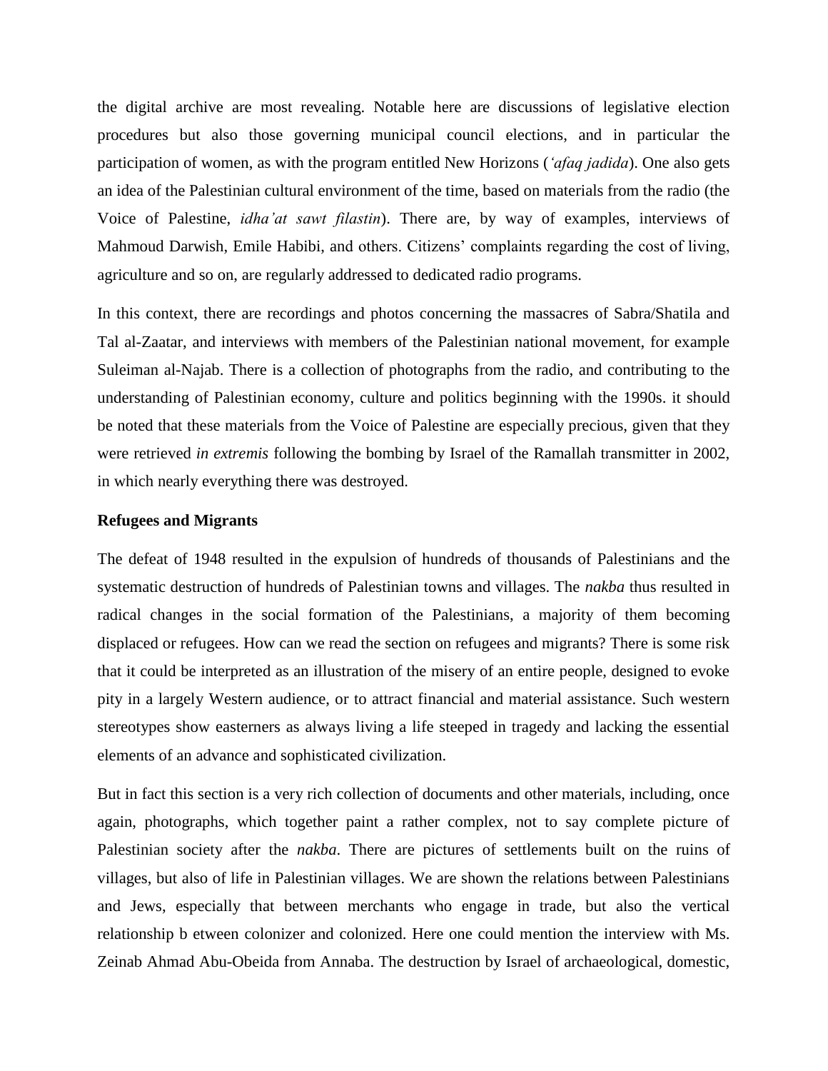the digital archive are most revealing. Notable here are discussions of legislative election procedures but also those governing municipal council elections, and in particular the participation of women, as with the program entitled New Horizons (*'afaq jadida*). One also gets an idea of the Palestinian cultural environment of the time, based on materials from the radio (the Voice of Palestine, *idha'at sawt filastin*). There are, by way of examples, interviews of Mahmoud Darwish, Emile Habibi, and others. Citizens' complaints regarding the cost of living, agriculture and so on, are regularly addressed to dedicated radio programs.

In this context, there are recordings and photos concerning the massacres of Sabra/Shatila and Tal al-Zaatar, and interviews with members of the Palestinian national movement, for example Suleiman al-Najab. There is a collection of photographs from the radio, and contributing to the understanding of Palestinian economy, culture and politics beginning with the 1990s. it should be noted that these materials from the Voice of Palestine are especially precious, given that they were retrieved *in extremis* following the bombing by Israel of the Ramallah transmitter in 2002, in which nearly everything there was destroyed.

**Refugees and Migrants**

The defeat of 1948 resulted in the expulsion of hundreds of thousands of Palestinians and the systematic destruction of hundreds of Palestinian towns and villages. The *nakba* thus resulted in radical changes in the social formation of the Palestinians, a majority of them becoming displaced or refugees. How can we read the section on refugees and migrants? There is some risk that it could be interpreted as an illustration of the misery of an entire people, designed to evoke pity in a largely Western audience, or to attract financial and material assistance. Such western stereotypes show easterners as always living a life steeped in tragedy and lacking the essential elements of an advance and sophisticated civilization.

But in fact this section is a very rich collection of documents and other materials, including, once again, photographs, which together paint a rather complex, not to say complete picture of Palestinian society after the *nakba*. There are pictures of settlements built on the ruins of villages, but also of life in Palestinian villages. We are shown the relations between Palestinians and Jews, especially that between merchants who engage in trade, but also the vertical relationship b etween colonizer and colonized. Here one could mention the interview with Ms. Zeinab Ahmad Abu-Obeida from Annaba. The destruction by Israel of archaeological, domestic,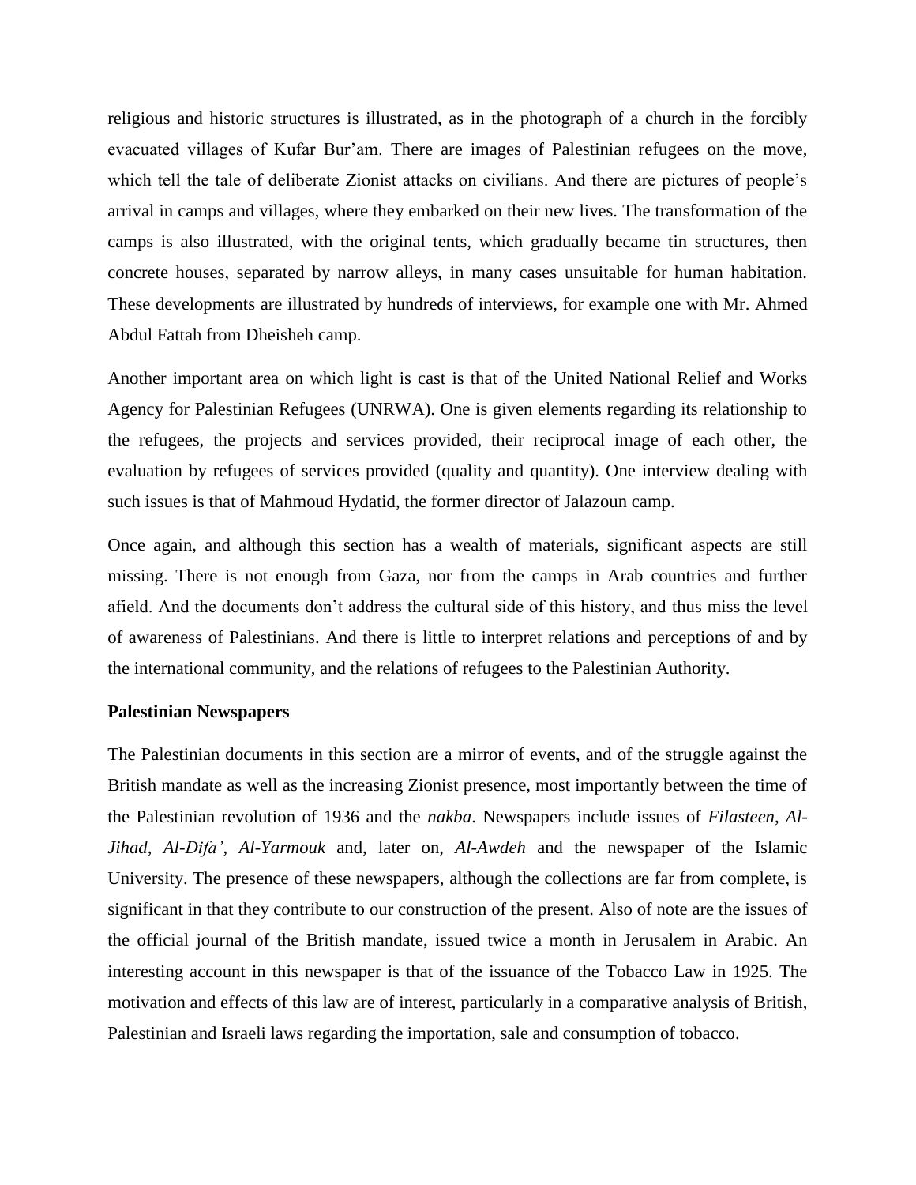religious and historic structures is illustrated, as in the photograph of a church in the forcibly evacuated villages of Kufar Bur'am. There are images of Palestinian refugees on the move, which tell the tale of deliberate Zionist attacks on civilians. And there are pictures of people's arrival in camps and villages, where they embarked on their new lives. The transformation of the camps is also illustrated, with the original tents, which gradually became tin structures, then concrete houses, separated by narrow alleys, in many cases unsuitable for human habitation. These developments are illustrated by hundreds of interviews, for example one with Mr. Ahmed Abdul Fattah from Dheisheh camp.

Another important area on which light is cast is that of the United National Relief and Works Agency for Palestinian Refugees (UNRWA). One is given elements regarding its relationship to the refugees, the projects and services provided, their reciprocal image of each other, the evaluation by refugees of services provided (quality and quantity). One interview dealing with such issues is that of Mahmoud Hydatid, the former director of Jalazoun camp.

Once again, and although this section has a wealth of materials, significant aspects are still missing. There is not enough from Gaza, nor from the camps in Arab countries and further afield. And the documents don't address the cultural side of this history, and thus miss the level of awareness of Palestinians. And there is little to interpret relations and perceptions of and by the international community, and the relations of refugees to the Palestinian Authority.

**Palestinian Newspapers**

The Palestinian documents in this section are a mirror of events, and of the struggle against the British mandate as well as the increasing Zionist presence, most importantly between the time of the Palestinian revolution of 1936 and the *nakba*. Newspapers include issues of *Filasteen*, *Al-Jihad*, *Al-Difa'*, *Al-Yarmouk* and, later on, *Al-Awdeh* and the newspaper of the Islamic University. The presence of these newspapers, although the collections are far from complete, is significant in that they contribute to our construction of the present. Also of note are the issues of the official journal of the British mandate, issued twice a month in Jerusalem in Arabic. An interesting account in this newspaper is that of the issuance of the Tobacco Law in 1925. The motivation and effects of this law are of interest, particularly in a comparative analysis of British, Palestinian and Israeli laws regarding the importation, sale and consumption of tobacco.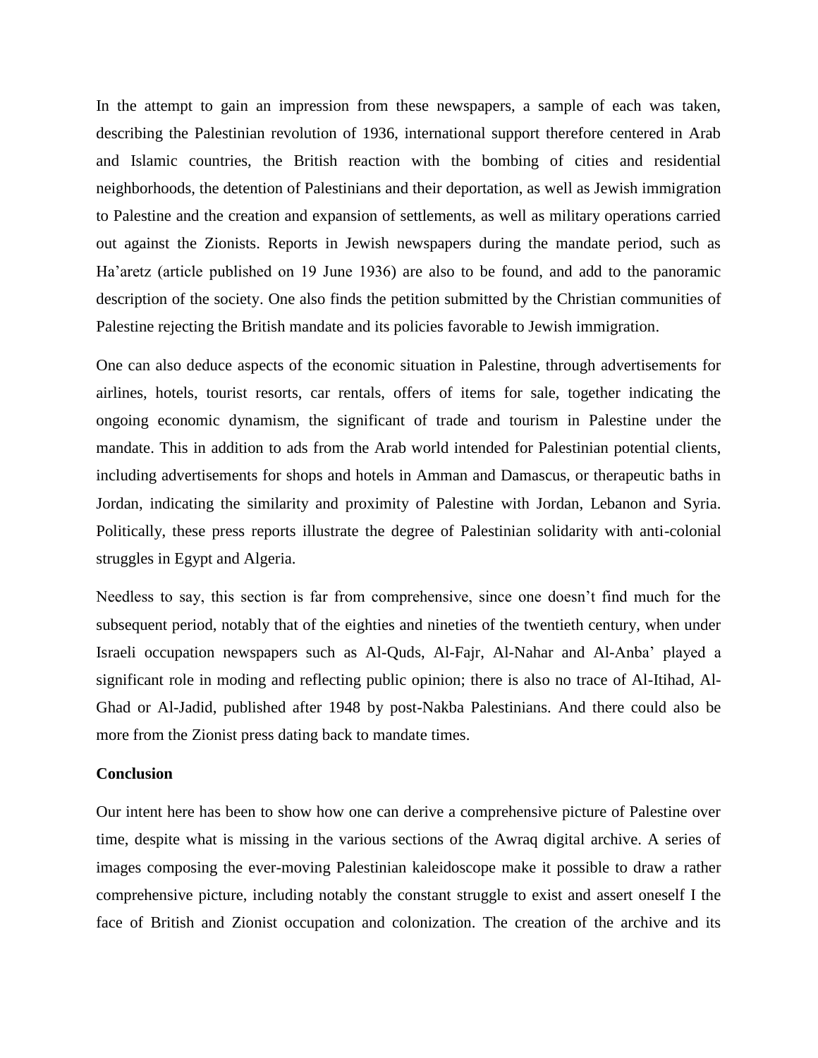In the attempt to gain an impression from these newspapers, a sample of each was taken, describing the Palestinian revolution of 1936, international support therefore centered in Arab and Islamic countries, the British reaction with the bombing of cities and residential neighborhoods, the detention of Palestinians and their deportation, as well as Jewish immigration to Palestine and the creation and expansion of settlements, as well as military operations carried out against the Zionists. Reports in Jewish newspapers during the mandate period, such as Ha'aretz (article published on 19 June 1936) are also to be found, and add to the panoramic description of the society. One also finds the petition submitted by the Christian communities of Palestine rejecting the British mandate and its policies favorable to Jewish immigration.

One can also deduce aspects of the economic situation in Palestine, through advertisements for airlines, hotels, tourist resorts, car rentals, offers of items for sale, together indicating the ongoing economic dynamism, the significant of trade and tourism in Palestine under the mandate. This in addition to ads from the Arab world intended for Palestinian potential clients, including advertisements for shops and hotels in Amman and Damascus, or therapeutic baths in Jordan, indicating the similarity and proximity of Palestine with Jordan, Lebanon and Syria. Politically, these press reports illustrate the degree of Palestinian solidarity with anti-colonial struggles in Egypt and Algeria.

Needless to say, this section is far from comprehensive, since one doesn't find much for the subsequent period, notably that of the eighties and nineties of the twentieth century, when under Israeli occupation newspapers such as Al-Quds, Al-Fajr, Al-Nahar and Al-Anba' played a significant role in moding and reflecting public opinion; there is also no trace of Al-Itihad, Al-Ghad or Al-Jadid, published after 1948 by post-Nakba Palestinians. And there could also be more from the Zionist press dating back to mandate times.

**Conclusion**

Our intent here has been to show how one can derive a comprehensive picture of Palestine over time, despite what is missing in the various sections of the Awraq digital archive. A series of images composing the ever-moving Palestinian kaleidoscope make it possible to draw a rather comprehensive picture, including notably the constant struggle to exist and assert oneself I the face of British and Zionist occupation and colonization. The creation of the archive and its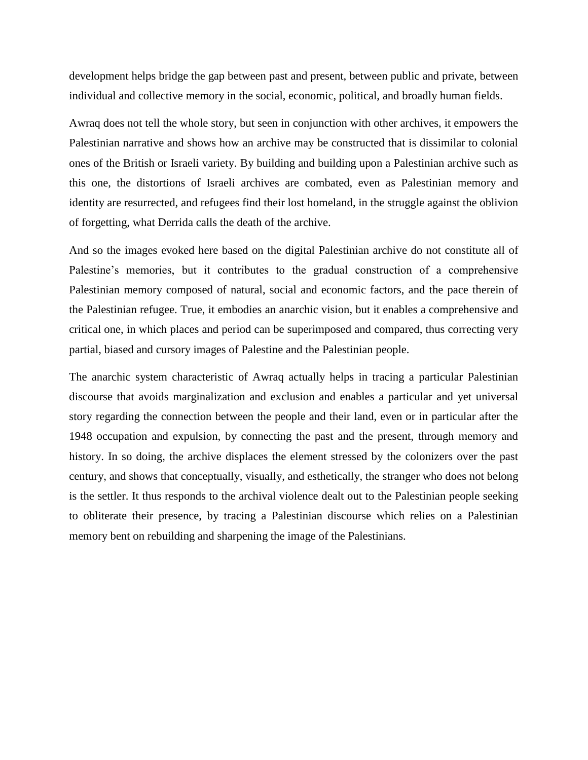development helps bridge the gap between past and present, between public and private, between individual and collective memory in the social, economic, political, and broadly human fields.

Awraq does not tell the whole story, but seen in conjunction with other archives, it empowers the Palestinian narrative and shows how an archive may be constructed that is dissimilar to colonial ones of the British or Israeli variety. By building and building upon a Palestinian archive such as this one, the distortions of Israeli archives are combated, even as Palestinian memory and identity are resurrected, and refugees find their lost homeland, in the struggle against the oblivion of forgetting, what Derrida calls the death of the archive.

And so the images evoked here based on the digital Palestinian archive do not constitute all of Palestine's memories, but it contributes to the gradual construction of a comprehensive Palestinian memory composed of natural, social and economic factors, and the pace therein of the Palestinian refugee. True, it embodies an anarchic vision, but it enables a comprehensive and critical one, in which places and period can be superimposed and compared, thus correcting very partial, biased and cursory images of Palestine and the Palestinian people.

The anarchic system characteristic of Awraq actually helps in tracing a particular Palestinian discourse that avoids marginalization and exclusion and enables a particular and yet universal story regarding the connection between the people and their land, even or in particular after the 1948 occupation and expulsion, by connecting the past and the present, through memory and history. In so doing, the archive displaces the element stressed by the colonizers over the past century, and shows that conceptually, visually, and esthetically, the stranger who does not belong is the settler. It thus responds to the archival violence dealt out to the Palestinian people seeking to obliterate their presence, by tracing a Palestinian discourse which relies on a Palestinian memory bent on rebuilding and sharpening the image of the Palestinians.